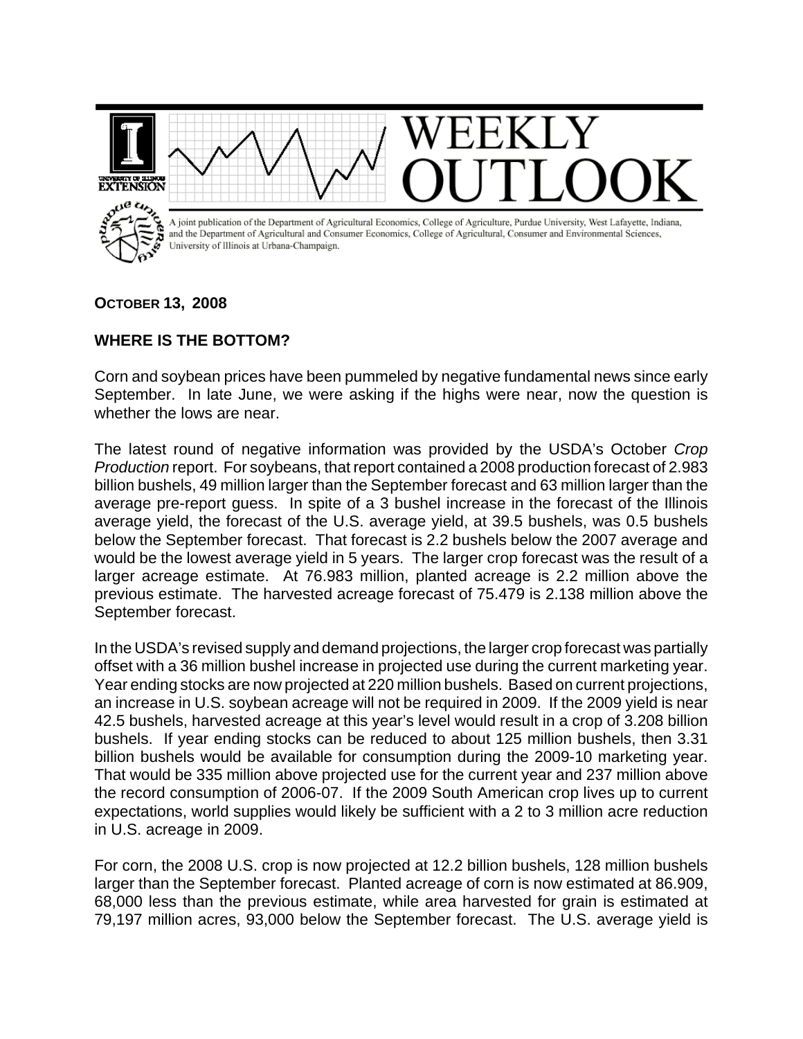# WEEKLY OUTLOOK

A joint publication of the Department of Agricultural Economics, College of Agriculture, Purdue University, West Lafayette, Indiana, and the Department of Agricultural and Consumer Economics, College of Agricultural, Consumer and Environmental Sciences, University of Illinois at Urbana-Champaign.

**OCTOBER 13, 2008**

## WHERE IS THE BOTTOM?

Corn and soybean prices have been pummeled by negative fundamental news since early September. In late June, we were asking if the highs were near, now the question is whether the lows are near.

The latest round of negative information was provided by the USDA's October *Crop Production* report. For soybeans, that report contained a 2008 production forecast of 2.983 billion bushels, 49 million larger than the September forecast and 63 million larger than the average pre-report guess. In spite of a 3 bushel increase in the forecast of the Illinois average yield, the forecast of the U.S. average yield, at 39.5 bushels, was 0.5 bushels below the September forecast. That forecast is 2.2 bushels below the 2007 average and would be the lowest average yield in 5 years. The larger crop forecast was the result of a larger acreage estimate. At 76.983 million, planted acreage is 2.2 million above the previous estimate. The harvested acreage forecast of 75.479 is 2.138 million above the September forecast.

In the USDA's revised supply and demand projections, the larger crop forecast was partially offset with a 36 million bushel increase in projected use during the current marketing year. Year ending stocks are now projected at 220 million bushels. Based on current projections, an increase in U.S. soybean acreage will not be required in 2009. If the 2009 yield is near 42.5 bushels, harvested acreage at this year's level would result in a crop of 3.208 billion bushels. If year ending stocks can be reduced to about 125 million bushels, then 3.31 billion bushels would be available for consumption during the 2009-10 marketing year. That would be 335 million above projected use for the current year and 237 million above the record consumption of 2006-07. If the 2009 South American crop lives up to current expectations, world supplies would likely be sufficient with a 2 to 3 million acre reduction in U.S. acreage in 2009.

For corn, the 2008 U.S. crop is now projected at 12.2 billion bushels, 128 million bushels larger than the September forecast. Planted acreage of corn is now estimated at 86.909, 68,000 less than the previous estimate, while area harvested for grain is estimated at 79,197 million acres, 93,000 below the September forecast. The U.S. average yield is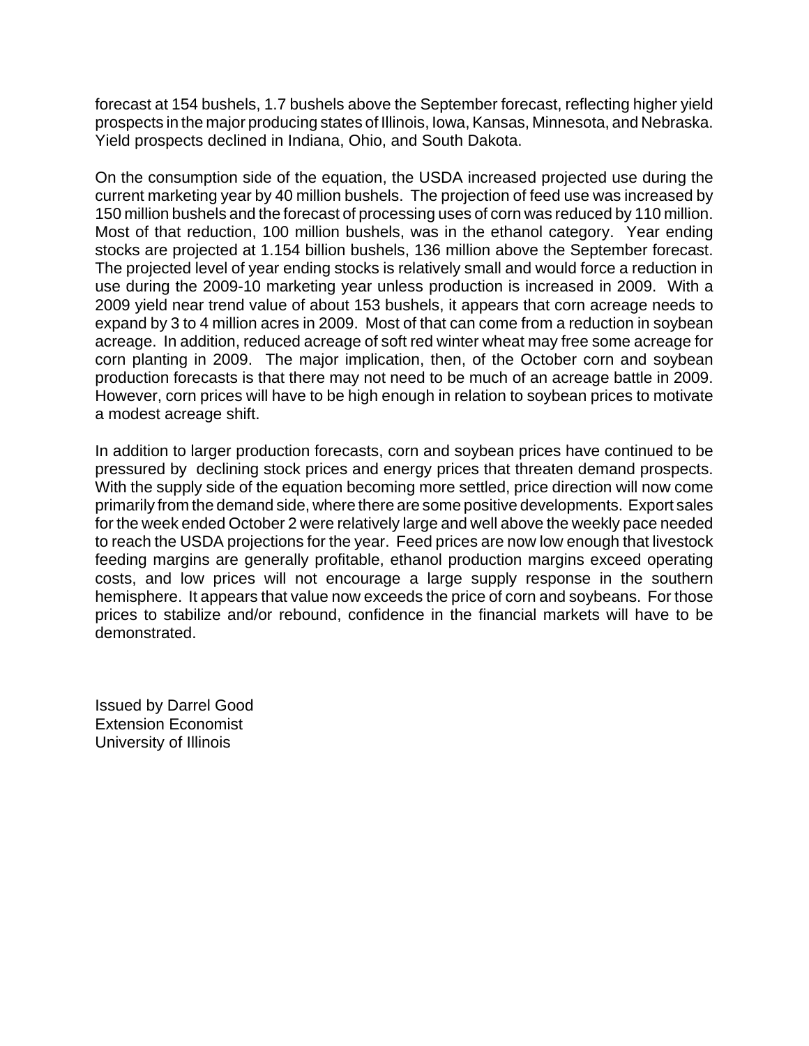forecast at 154 bushels, 1.7 bushels above the September forecast, reflecting higher yield prospects in the major producing states of Illinois, Iowa, Kansas, Minnesota, and Nebraska. Yield prospects declined in Indiana, Ohio, and South Dakota.

On the consumption side of the equation, the USDA increased projected use during the current marketing year by 40 million bushels. The projection of feed use was increased by 150 million bushels and the forecast of processing uses of corn was reduced by 110 million. Most of that reduction, 100 million bushels, was in the ethanol category. Year ending stocks are projected at 1.154 billion bushels, 136 million above the September forecast. The projected level of year ending stocks is relatively small and would force a reduction in use during the 2009-10 marketing year unless production is increased in 2009. With a 2009 yield near trend value of about 153 bushels, it appears that corn acreage needs to expand by 3 to 4 million acres in 2009. Most of that can come from a reduction in soybean acreage. In addition, reduced acreage of soft red winter wheat may free some acreage for corn planting in 2009. The major implication, then, of the October corn and soybean production forecasts is that there may not need to be much of an acreage battle in 2009. However, corn prices will have to be high enough in relation to soybean prices to motivate a modest acreage shift.

In addition to larger production forecasts, corn and soybean prices have continued to be pressured by declining stock prices and energy prices that threaten demand prospects. With the supply side of the equation becoming more settled, price direction will now come primarily from the demand side, where there are some positive developments. Export sales for the week ended October 2 were relatively large and well above the weekly pace needed to reach the USDA projections for the year. Feed prices are now low enough that livestock feeding margins are generally profitable, ethanol production margins exceed operating costs, and low prices will not encourage a large supply response in the southern hemisphere. It appears that value now exceeds the price of corn and soybeans. For those prices to stabilize and/or rebound, confidence in the financial markets will have to be demonstrated.

Issued by Darrel Good
Extension Economist
University of Illinois